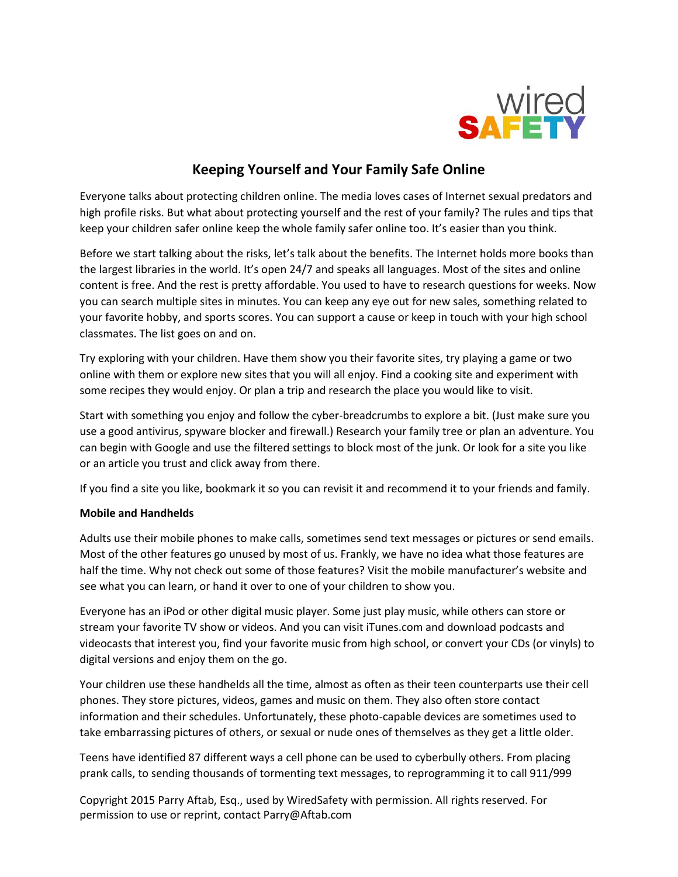# Keeping Yourself and Your Family Safe Online

Everyone talks about protecting children online. The media loves cases of Internet sexual predators and high profile risks. But what about protecting yourself and the rest of your family? The rules and tips that keep your children safer online keep the whole family safer online too. It's easier than you think.

Before we start talking about the risks, let's talk about the benefits. The Internet holds more books than the largest libraries in the world. It's open 24/7 and speaks all languages. Most of the sites and online content is free. And the rest is pretty affordable. You used to have to research questions for weeks. Now you can search multiple sites in minutes. You can keep any eye out for new sales, something related to your favorite hobby, and sports scores. You can support a cause or keep in touch with your high school classmates. The list goes on and on.

Try exploring with your children. Have them show you their favorite sites, try playing a game or two online with them or explore new sites that you will all enjoy. Find a cooking site and experiment with some recipes they would enjoy. Or plan a trip and research the place you would like to visit.

Start with something you enjoy and follow the cyber-breadcrumbs to explore a bit. (Just make sure you use a good antivirus, spyware blocker and firewall.) Research your family tree or plan an adventure. You can begin with Google and use the filtered settings to block most of the junk. Or look for a site you like or an article you trust and click away from there.

If you find a site you like, bookmark it so you can revisit it and recommend it to your friends and family.

**Mobile and Handhelds**

Adults use their mobile phones to make calls, sometimes send text messages or pictures or send emails. Most of the other features go unused by most of us. Frankly, we have no idea what those features are half the time. Why not check out some of those features? Visit the mobile manufacturer's website and see what you can learn, or hand it over to one of your children to show you.

Everyone has an iPod or other digital music player. Some just play music, while others can store or stream your favorite TV show or videos. And you can visit iTunes.com and download podcasts and videocasts that interest you, find your favorite music from high school, or convert your CDs (or vinyls) to digital versions and enjoy them on the go.

Your children use these handhelds all the time, almost as often as their teen counterparts use their cell phones. They store pictures, videos, games and music on them. They also often store contact information and their schedules. Unfortunately, these photo-capable devices are sometimes used to take embarrassing pictures of others, or sexual or nude ones of themselves as they get a little older.

Teens have identified 87 different ways a cell phone can be used to cyberbully others. From placing prank calls, to sending thousands of tormenting text messages, to reprogramming it to call 911/999

Copyright 2015 Parry Aftab, Esq., used by WiredSafety with permission. All rights reserved. For permission to use or reprint, contact Parry@Aftab.com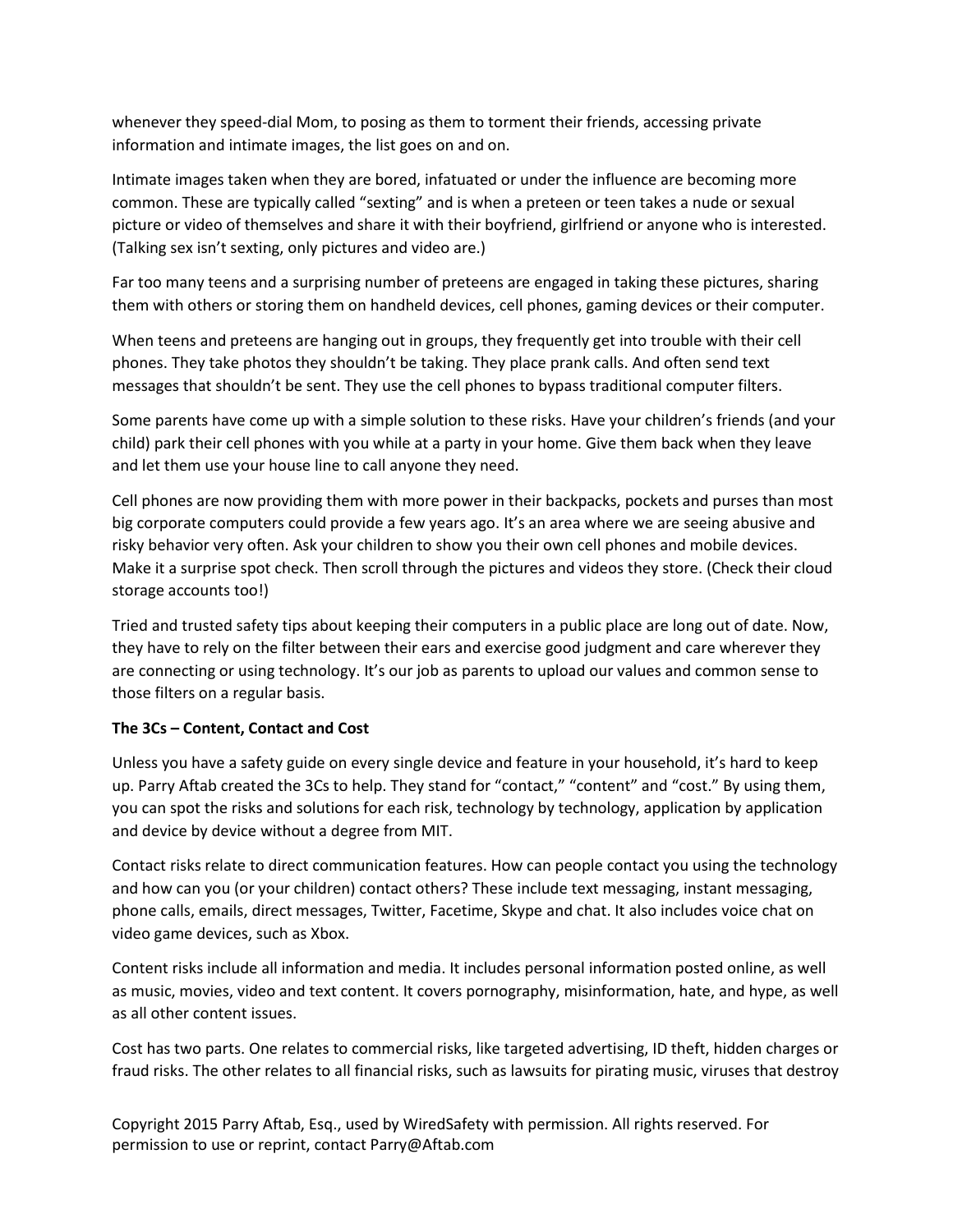whenever they speed-dial Mom, to posing as them to torment their friends, accessing private information and intimate images, the list goes on and on.

Intimate images taken when they are bored, infatuated or under the influence are becoming more common. These are typically called "sexting" and is when a preteen or teen takes a nude or sexual picture or video of themselves and share it with their boyfriend, girlfriend or anyone who is interested. (Talking sex isn't sexting, only pictures and video are.)

Far too many teens and a surprising number of preteens are engaged in taking these pictures, sharing them with others or storing them on handheld devices, cell phones, gaming devices or their computer.

When teens and preteens are hanging out in groups, they frequently get into trouble with their cell phones. They take photos they shouldn't be taking. They place prank calls. And often send text messages that shouldn't be sent. They use the cell phones to bypass traditional computer filters.

Some parents have come up with a simple solution to these risks. Have your children's friends (and your child) park their cell phones with you while at a party in your home. Give them back when they leave and let them use your house line to call anyone they need.

Cell phones are now providing them with more power in their backpacks, pockets and purses than most big corporate computers could provide a few years ago. It's an area where we are seeing abusive and risky behavior very often. Ask your children to show you their own cell phones and mobile devices. Make it a surprise spot check. Then scroll through the pictures and videos they store. (Check their cloud storage accounts too!)

Tried and trusted safety tips about keeping their computers in a public place are long out of date. Now, they have to rely on the filter between their ears and exercise good judgment and care wherever they are connecting or using technology. It's our job as parents to upload our values and common sense to those filters on a regular basis.

**The 3Cs – Content, Contact and Cost**

Unless you have a safety guide on every single device and feature in your household, it's hard to keep up. Parry Aftab created the 3Cs to help. They stand for "contact," "content" and "cost." By using them, you can spot the risks and solutions for each risk, technology by technology, application by application and device by device without a degree from MIT.

Contact risks relate to direct communication features. How can people contact you using the technology and how can you (or your children) contact others? These include text messaging, instant messaging, phone calls, emails, direct messages, Twitter, Facetime, Skype and chat. It also includes voice chat on video game devices, such as Xbox.

Content risks include all information and media. It includes personal information posted online, as well as music, movies, video and text content. It covers pornography, misinformation, hate, and hype, as well as all other content issues.

Cost has two parts. One relates to commercial risks, like targeted advertising, ID theft, hidden charges or fraud risks. The other relates to all financial risks, such as lawsuits for pirating music, viruses that destroy

Copyright 2015 Parry Aftab, Esq., used by WiredSafety with permission. All rights reserved. For permission to use or reprint, contact Parry@Aftab.com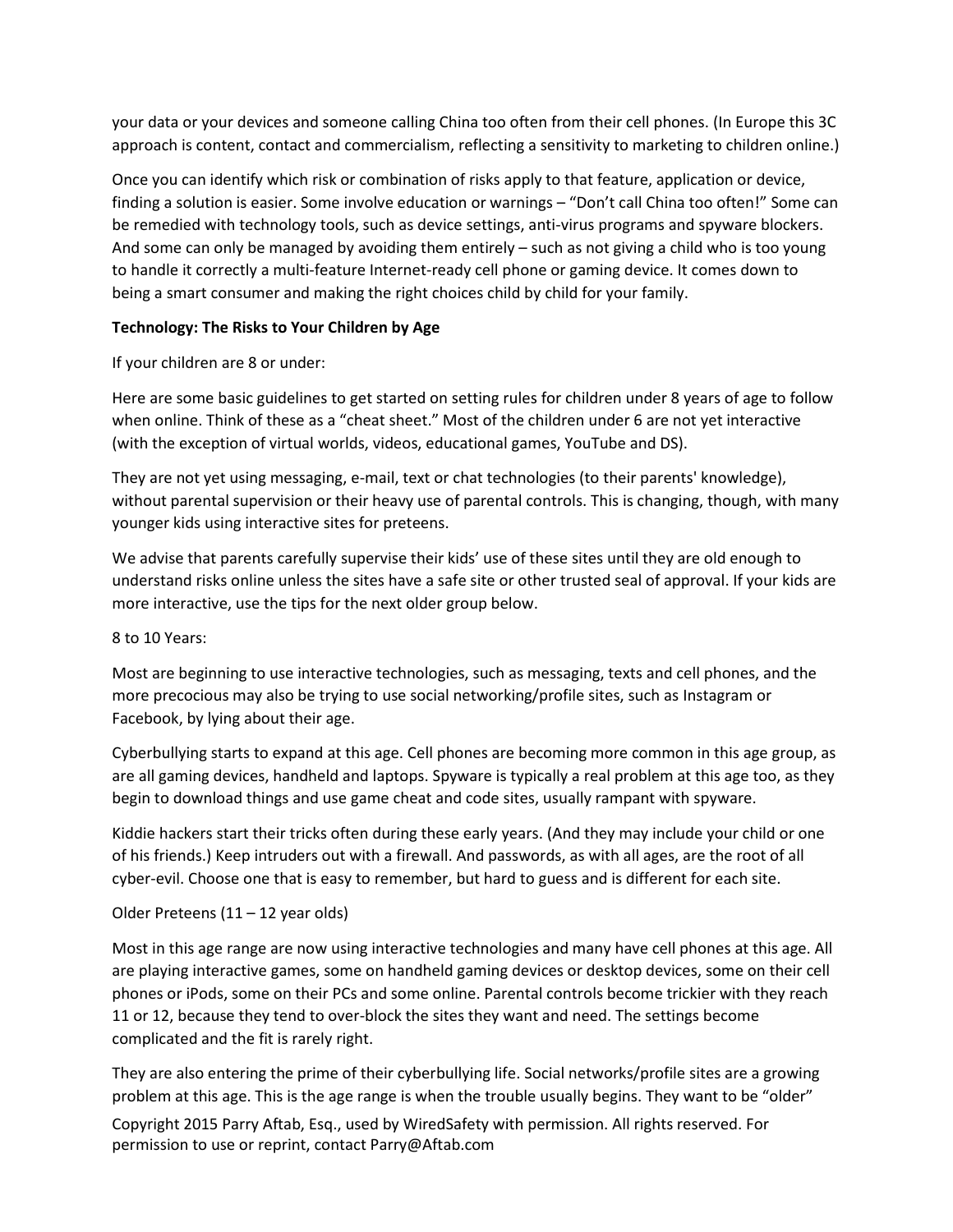your data or your devices and someone calling China too often from their cell phones. (In Europe this 3C approach is content, contact and commercialism, reflecting a sensitivity to marketing to children online.)

Once you can identify which risk or combination of risks apply to that feature, application or device, finding a solution is easier. Some involve education or warnings – "Don't call China too often!" Some can be remedied with technology tools, such as device settings, anti-virus programs and spyware blockers. And some can only be managed by avoiding them entirely – such as not giving a child who is too young to handle it correctly a multi-feature Internet-ready cell phone or gaming device. It comes down to being a smart consumer and making the right choices child by child for your family.

**Technology: The Risks to Your Children by Age**

If your children are 8 or under:

Here are some basic guidelines to get started on setting rules for children under 8 years of age to follow when online. Think of these as a "cheat sheet." Most of the children under 6 are not yet interactive (with the exception of virtual worlds, videos, educational games, YouTube and DS).

They are not yet using messaging, e-mail, text or chat technologies (to their parents' knowledge), without parental supervision or their heavy use of parental controls. This is changing, though, with many younger kids using interactive sites for preteens.

We advise that parents carefully supervise their kids' use of these sites until they are old enough to understand risks online unless the sites have a safe site or other trusted seal of approval. If your kids are more interactive, use the tips for the next older group below.

8 to 10 Years:

Most are beginning to use interactive technologies, such as messaging, texts and cell phones, and the more precocious may also be trying to use social networking/profile sites, such as Instagram or Facebook, by lying about their age.

Cyberbullying starts to expand at this age. Cell phones are becoming more common in this age group, as are all gaming devices, handheld and laptops. Spyware is typically a real problem at this age too, as they begin to download things and use game cheat and code sites, usually rampant with spyware.

Kiddie hackers start their tricks often during these early years. (And they may include your child or one of his friends.) Keep intruders out with a firewall. And passwords, as with all ages, are the root of all cyber-evil. Choose one that is easy to remember, but hard to guess and is different for each site.

Older Preteens (11 – 12 year olds)

Most in this age range are now using interactive technologies and many have cell phones at this age. All are playing interactive games, some on handheld gaming devices or desktop devices, some on their cell phones or iPods, some on their PCs and some online. Parental controls become trickier with they reach 11 or 12, because they tend to over-block the sites they want and need. The settings become complicated and the fit is rarely right.

They are also entering the prime of their cyberbullying life. Social networks/profile sites are a growing problem at this age. This is the age range is when the trouble usually begins. They want to be "older"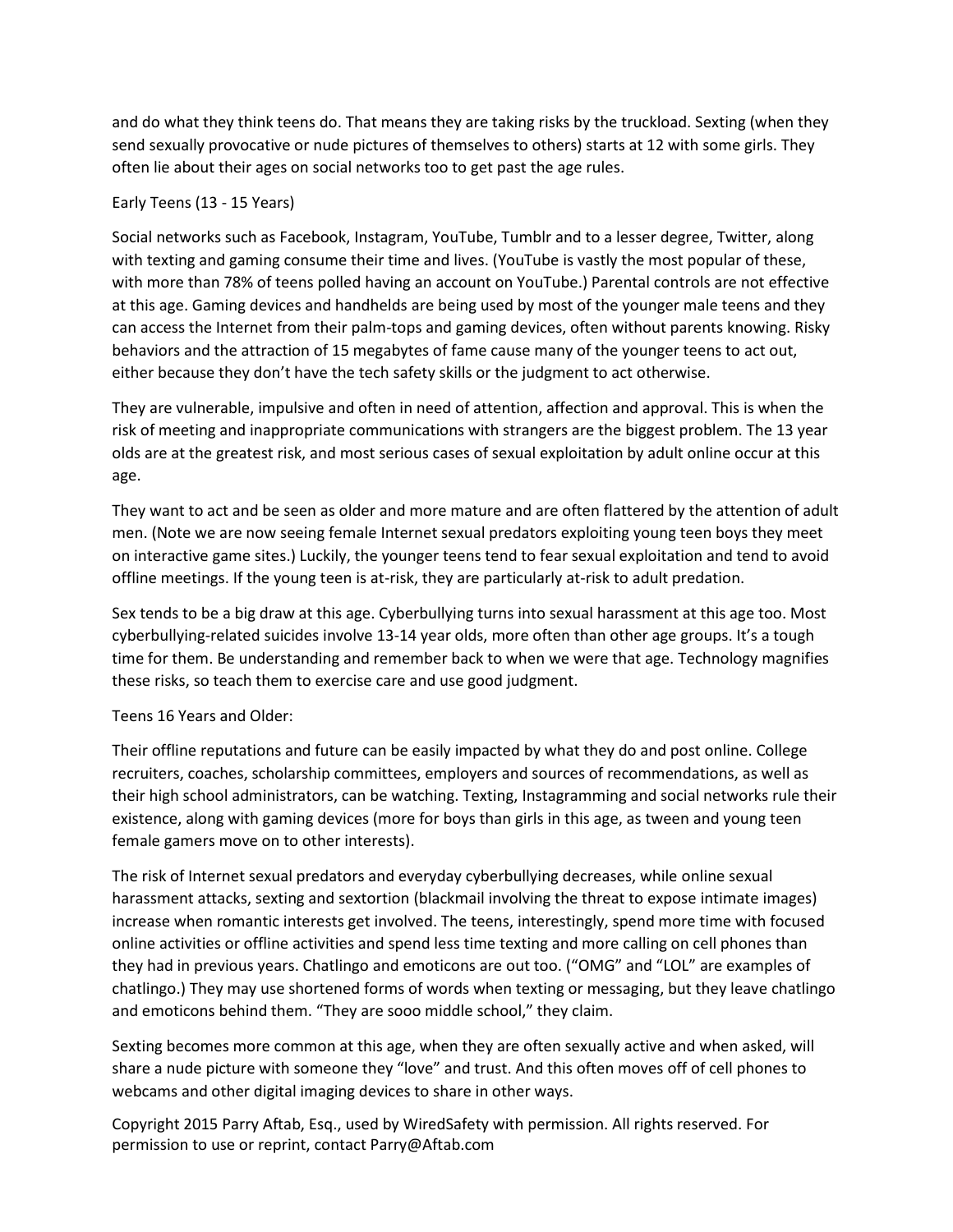and do what they think teens do. That means they are taking risks by the truckload. Sexting (when they send sexually provocative or nude pictures of themselves to others) starts at 12 with some girls. They often lie about their ages on social networks too to get past the age rules.

## Early Teens (13 - 15 Years)

Social networks such as Facebook, Instagram, YouTube, Tumblr and to a lesser degree, Twitter, along with texting and gaming consume their time and lives. (YouTube is vastly the most popular of these, with more than 78% of teens polled having an account on YouTube.) Parental controls are not effective at this age. Gaming devices and handhelds are being used by most of the younger male teens and they can access the Internet from their palm-tops and gaming devices, often without parents knowing. Risky behaviors and the attraction of 15 megabytes of fame cause many of the younger teens to act out, either because they don't have the tech safety skills or the judgment to act otherwise.

They are vulnerable, impulsive and often in need of attention, affection and approval. This is when the risk of meeting and inappropriate communications with strangers are the biggest problem. The 13 year olds are at the greatest risk, and most serious cases of sexual exploitation by adult online occur at this age.

They want to act and be seen as older and more mature and are often flattered by the attention of adult men. (Note we are now seeing female Internet sexual predators exploiting young teen boys they meet on interactive game sites.) Luckily, the younger teens tend to fear sexual exploitation and tend to avoid offline meetings. If the young teen is at-risk, they are particularly at-risk to adult predation.

Sex tends to be a big draw at this age. Cyberbullying turns into sexual harassment at this age too. Most cyberbullying-related suicides involve 13-14 year olds, more often than other age groups. It's a tough time for them. Be understanding and remember back to when we were that age. Technology magnifies these risks, so teach them to exercise care and use good judgment.

## Teens 16 Years and Older:

Their offline reputations and future can be easily impacted by what they do and post online. College recruiters, coaches, scholarship committees, employers and sources of recommendations, as well as their high school administrators, can be watching. Texting, Instagramming and social networks rule their existence, along with gaming devices (more for boys than girls in this age, as tween and young teen female gamers move on to other interests).

The risk of Internet sexual predators and everyday cyberbullying decreases, while online sexual harassment attacks, sexting and sextortion (blackmail involving the threat to expose intimate images) increase when romantic interests get involved. The teens, interestingly, spend more time with focused online activities or offline activities and spend less time texting and more calling on cell phones than they had in previous years. Chatlingo and emoticons are out too. ("OMG" and "LOL" are examples of chatlingo.) They may use shortened forms of words when texting or messaging, but they leave chatlingo and emoticons behind them. "They are sooo middle school," they claim.

Sexting becomes more common at this age, when they are often sexually active and when asked, will share a nude picture with someone they "love" and trust. And this often moves off of cell phones to webcams and other digital imaging devices to share in other ways.

Copyright 2015 Parry Aftab, Esq., used by WiredSafety with permission. All rights reserved. For permission to use or reprint, contact Parry@Aftab.com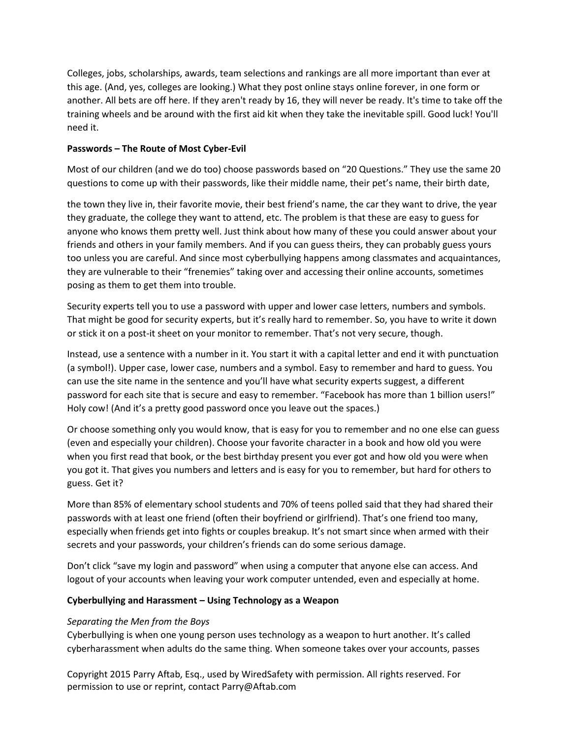Colleges, jobs, scholarships, awards, team selections and rankings are all more important than ever at this age. (And, yes, colleges are looking.) What they post online stays online forever, in one form or another. All bets are off here. If they aren't ready by 16, they will never be ready. It's time to take off the training wheels and be around with the first aid kit when they take the inevitable spill. Good luck! You'll need it.

**Passwords – The Route of Most Cyber-Evil**

Most of our children (and we do too) choose passwords based on "20 Questions." They use the same 20 questions to come up with their passwords, like their middle name, their pet's name, their birth date, the town they live in, their favorite movie, their best friend's name, the car they want to drive, the year they graduate, the college they want to attend, etc. The problem is that these are easy to guess for anyone who knows them pretty well. Just think about how many of these you could answer about your friends and others in your family members. And if you can guess theirs, they can probably guess yours too unless you are careful. And since most cyberbullying happens among classmates and acquaintances, they are vulnerable to their "frenemies" taking over and accessing their online accounts, sometimes posing as them to get them into trouble.

Security experts tell you to use a password with upper and lower case letters, numbers and symbols. That might be good for security experts, but it's really hard to remember. So, you have to write it down or stick it on a post-it sheet on your monitor to remember. That's not very secure, though.

Instead, use a sentence with a number in it. You start it with a capital letter and end it with punctuation (a symbol!). Upper case, lower case, numbers and a symbol. Easy to remember and hard to guess. You can use the site name in the sentence and you'll have what security experts suggest, a different password for each site that is secure and easy to remember. "Facebook has more than 1 billion users!" Holy cow! (And it's a pretty good password once you leave out the spaces.)

Or choose something only you would know, that is easy for you to remember and no one else can guess (even and especially your children). Choose your favorite character in a book and how old you were when you first read that book, or the best birthday present you ever got and how old you were when you got it. That gives you numbers and letters and is easy for you to remember, but hard for others to guess. Get it?

More than 85% of elementary school students and 70% of teens polled said that they had shared their passwords with at least one friend (often their boyfriend or girlfriend). That's one friend too many, especially when friends get into fights or couples breakup. It's not smart since when armed with their secrets and your passwords, your children's friends can do some serious damage.

Don't click "save my login and password" when using a computer that anyone else can access. And logout of your accounts when leaving your work computer untended, even and especially at home.

**Cyberbullying and Harassment – Using Technology as a Weapon**

*Separating the Men from the Boys*

Cyberbullying is when one young person uses technology as a weapon to hurt another. It's called cyberharassment when adults do the same thing. When someone takes over your accounts, passes

Copyright 2015 Parry Aftab, Esq., used by WiredSafety with permission. All rights reserved. For permission to use or reprint, contact Parry@Aftab.com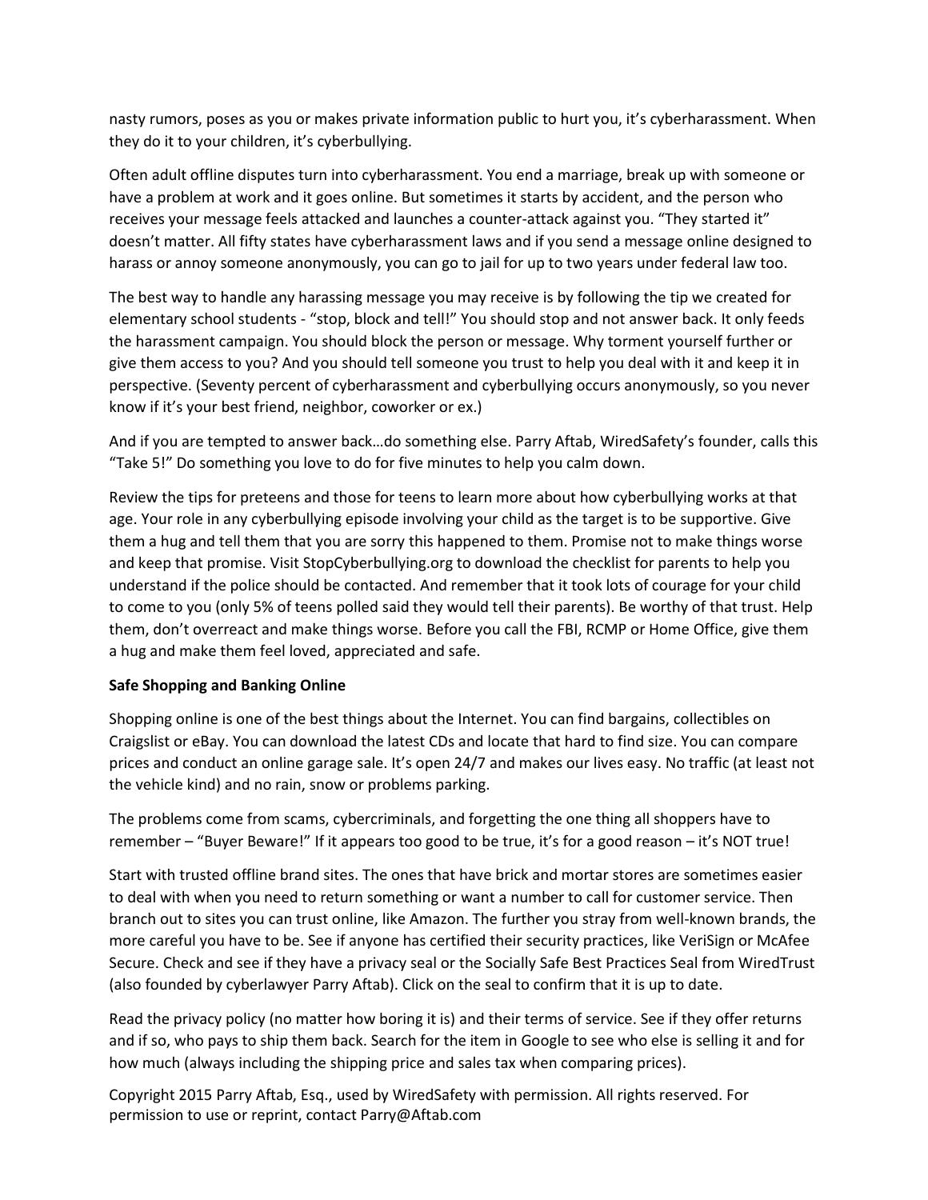nasty rumors, poses as you or makes private information public to hurt you, it's cyberharassment. When they do it to your children, it's cyberbullying.

Often adult offline disputes turn into cyberharassment. You end a marriage, break up with someone or have a problem at work and it goes online. But sometimes it starts by accident, and the person who receives your message feels attacked and launches a counter-attack against you. "They started it" doesn't matter. All fifty states have cyberharassment laws and if you send a message online designed to harass or annoy someone anonymously, you can go to jail for up to two years under federal law too.

The best way to handle any harassing message you may receive is by following the tip we created for elementary school students - "stop, block and tell!" You should stop and not answer back. It only feeds the harassment campaign. You should block the person or message. Why torment yourself further or give them access to you? And you should tell someone you trust to help you deal with it and keep it in perspective. (Seventy percent of cyberharassment and cyberbullying occurs anonymously, so you never know if it's your best friend, neighbor, coworker or ex.)

And if you are tempted to answer back…do something else. Parry Aftab, WiredSafety's founder, calls this "Take 5!" Do something you love to do for five minutes to help you calm down.

Review the tips for preteens and those for teens to learn more about how cyberbullying works at that age. Your role in any cyberbullying episode involving your child as the target is to be supportive. Give them a hug and tell them that you are sorry this happened to them. Promise not to make things worse and keep that promise. Visit StopCyberbullying.org to download the checklist for parents to help you understand if the police should be contacted. And remember that it took lots of courage for your child to come to you (only 5% of teens polled said they would tell their parents). Be worthy of that trust. Help them, don't overreact and make things worse. Before you call the FBI, RCMP or Home Office, give them a hug and make them feel loved, appreciated and safe.

**Safe Shopping and Banking Online**

Shopping online is one of the best things about the Internet. You can find bargains, collectibles on Craigslist or eBay. You can download the latest CDs and locate that hard to find size. You can compare prices and conduct an online garage sale. It's open 24/7 and makes our lives easy. No traffic (at least not the vehicle kind) and no rain, snow or problems parking.

The problems come from scams, cybercriminals, and forgetting the one thing all shoppers have to remember – "Buyer Beware!" If it appears too good to be true, it's for a good reason – it's NOT true!

Start with trusted offline brand sites. The ones that have brick and mortar stores are sometimes easier to deal with when you need to return something or want a number to call for customer service. Then branch out to sites you can trust online, like Amazon. The further you stray from well-known brands, the more careful you have to be. See if anyone has certified their security practices, like VeriSign or McAfee Secure. Check and see if they have a privacy seal or the Socially Safe Best Practices Seal from WiredTrust (also founded by cyberlawyer Parry Aftab). Click on the seal to confirm that it is up to date.

Read the privacy policy (no matter how boring it is) and their terms of service. See if they offer returns and if so, who pays to ship them back. Search for the item in Google to see who else is selling it and for how much (always including the shipping price and sales tax when comparing prices).

Copyright 2015 Parry Aftab, Esq., used by WiredSafety with permission. All rights reserved. For permission to use or reprint, contact Parry@Aftab.com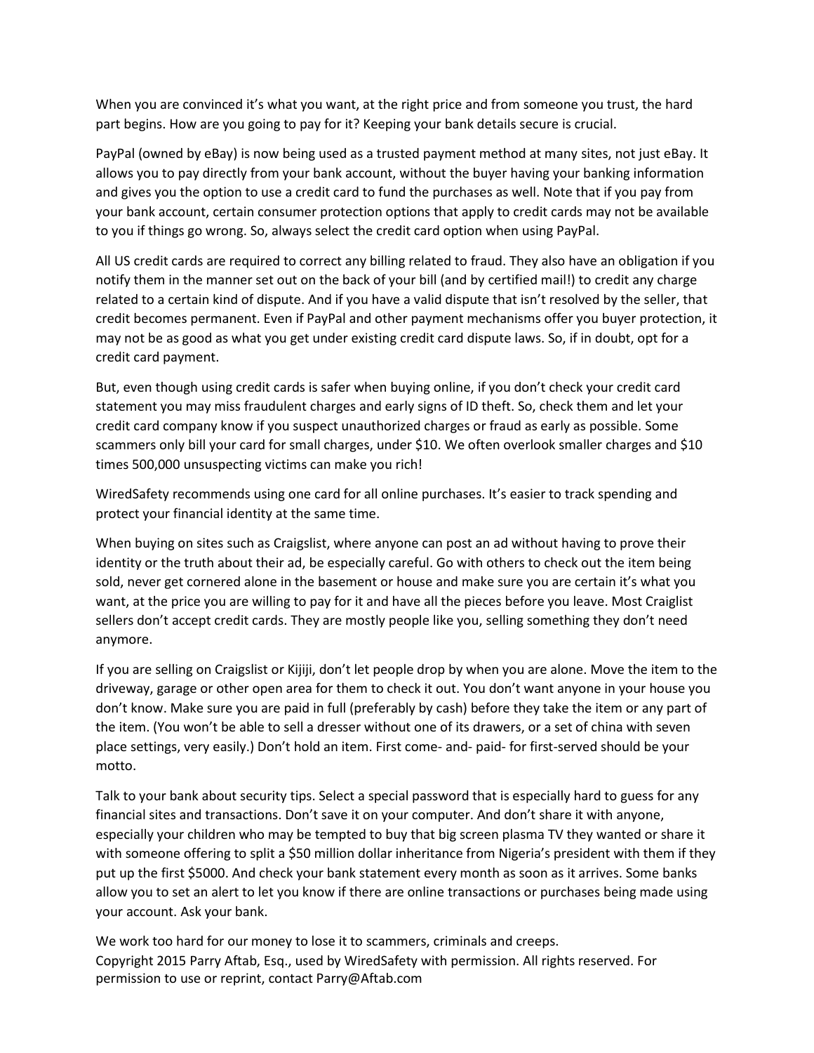When you are convinced it's what you want, at the right price and from someone you trust, the hard part begins. How are you going to pay for it? Keeping your bank details secure is crucial.

PayPal (owned by eBay) is now being used as a trusted payment method at many sites, not just eBay. It allows you to pay directly from your bank account, without the buyer having your banking information and gives you the option to use a credit card to fund the purchases as well. Note that if you pay from your bank account, certain consumer protection options that apply to credit cards may not be available to you if things go wrong. So, always select the credit card option when using PayPal.

All US credit cards are required to correct any billing related to fraud. They also have an obligation if you notify them in the manner set out on the back of your bill (and by certified mail!) to credit any charge related to a certain kind of dispute. And if you have a valid dispute that isn't resolved by the seller, that credit becomes permanent. Even if PayPal and other payment mechanisms offer you buyer protection, it may not be as good as what you get under existing credit card dispute laws. So, if in doubt, opt for a credit card payment.

But, even though using credit cards is safer when buying online, if you don't check your credit card statement you may miss fraudulent charges and early signs of ID theft. So, check them and let your credit card company know if you suspect unauthorized charges or fraud as early as possible. Some scammers only bill your card for small charges, under $10. We often overlook smaller charges and $10 times 500,000 unsuspecting victims can make you rich!

WiredSafety recommends using one card for all online purchases. It's easier to track spending and protect your financial identity at the same time.

When buying on sites such as Craigslist, where anyone can post an ad without having to prove their identity or the truth about their ad, be especially careful. Go with others to check out the item being sold, never get cornered alone in the basement or house and make sure you are certain it's what you want, at the price you are willing to pay for it and have all the pieces before you leave. Most Craiglist sellers don't accept credit cards. They are mostly people like you, selling something they don't need anymore.

If you are selling on Craigslist or Kijiji, don't let people drop by when you are alone. Move the item to the driveway, garage or other open area for them to check it out. You don't want anyone in your house you don't know. Make sure you are paid in full (preferably by cash) before they take the item or any part of the item. (You won't be able to sell a dresser without one of its drawers, or a set of china with seven place settings, very easily.) Don't hold an item. First come- and- paid- for first-served should be your motto.

Talk to your bank about security tips. Select a special password that is especially hard to guess for any financial sites and transactions. Don't save it on your computer. And don't share it with anyone, especially your children who may be tempted to buy that big screen plasma TV they wanted or share it with someone offering to split a $50 million dollar inheritance from Nigeria's president with them if they put up the first $5000. And check your bank statement every month as soon as it arrives. Some banks allow you to set an alert to let you know if there are online transactions or purchases being made using your account. Ask your bank.

We work too hard for our money to lose it to scammers, criminals and creeps.
Copyright 2015 Parry Aftab, Esq., used by WiredSafety with permission. All rights reserved. For permission to use or reprint, contact Parry@Aftab.com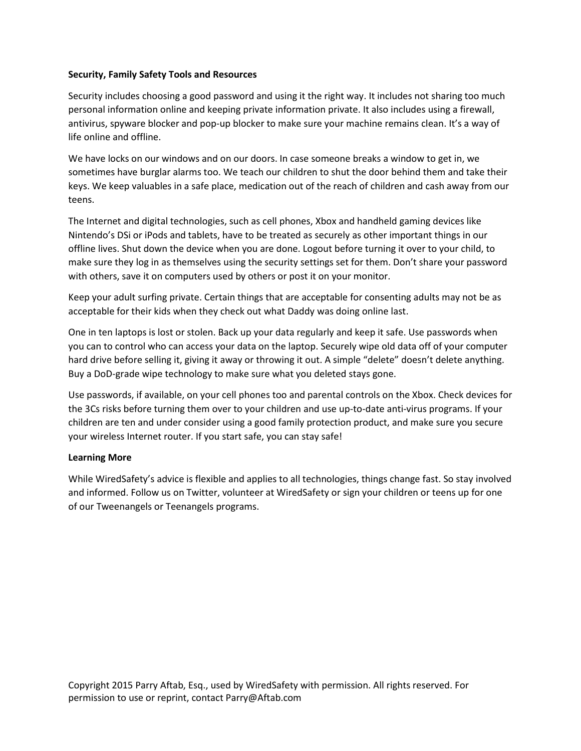**Security, Family Safety Tools and Resources**

Security includes choosing a good password and using it the right way. It includes not sharing too much personal information online and keeping private information private. It also includes using a firewall, antivirus, spyware blocker and pop-up blocker to make sure your machine remains clean. It's a way of life online and offline.

We have locks on our windows and on our doors. In case someone breaks a window to get in, we sometimes have burglar alarms too. We teach our children to shut the door behind them and take their keys. We keep valuables in a safe place, medication out of the reach of children and cash away from our teens.

The Internet and digital technologies, such as cell phones, Xbox and handheld gaming devices like Nintendo's DSi or iPods and tablets, have to be treated as securely as other important things in our offline lives. Shut down the device when you are done. Logout before turning it over to your child, to make sure they log in as themselves using the security settings set for them. Don't share your password with others, save it on computers used by others or post it on your monitor.

Keep your adult surfing private. Certain things that are acceptable for consenting adults may not be as acceptable for their kids when they check out what Daddy was doing online last.

One in ten laptops is lost or stolen. Back up your data regularly and keep it safe. Use passwords when you can to control who can access your data on the laptop. Securely wipe old data off of your computer hard drive before selling it, giving it away or throwing it out. A simple "delete" doesn't delete anything. Buy a DoD-grade wipe technology to make sure what you deleted stays gone.

Use passwords, if available, on your cell phones too and parental controls on the Xbox. Check devices for the 3Cs risks before turning them over to your children and use up-to-date anti-virus programs. If your children are ten and under consider using a good family protection product, and make sure you secure your wireless Internet router. If you start safe, you can stay safe!

**Learning More**

While WiredSafety's advice is flexible and applies to all technologies, things change fast. So stay involved and informed. Follow us on Twitter, volunteer at WiredSafety or sign your children or teens up for one of our Tweenangels or Teenangels programs.

Copyright 2015 Parry Aftab, Esq., used by WiredSafety with permission. All rights reserved. For permission to use or reprint, contact Parry@Aftab.com